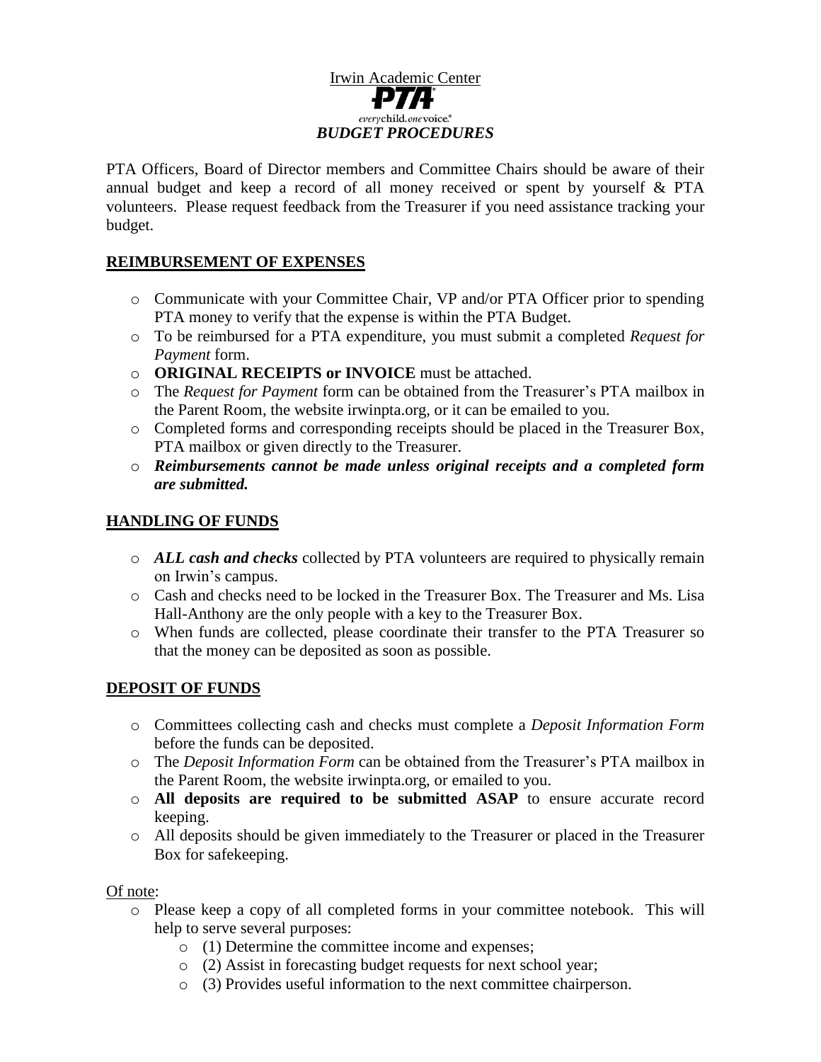Irwin Academic Center

PTA

everychild.onevoice.

# *BUDGET PROCEDURES*

PTA Officers, Board of Director members and Committee Chairs should be aware of their annual budget and keep a record of all money received or spent by yourself & PTA volunteers. Please request feedback from the Treasurer if you need assistance tracking your budget.

## REIMBURSEMENT OF EXPENSES

- Communicate with your Committee Chair, VP and/or PTA Officer prior to spending PTA money to verify that the expense is within the PTA Budget.
- To be reimbursed for a PTA expenditure, you must submit a completed *Request for Payment* form.
- **ORIGINAL RECEIPTS or INVOICE** must be attached.
- The *Request for Payment* form can be obtained from the Treasurer's PTA mailbox in the Parent Room, the website irwinpta.org, or it can be emailed to you.
- Completed forms and corresponding receipts should be placed in the Treasurer Box, PTA mailbox or given directly to the Treasurer.
- ***Reimbursements cannot be made unless original receipts and a completed form are submitted.***

## HANDLING OF FUNDS

- ***ALL cash and checks*** collected by PTA volunteers are required to physically remain on Irwin's campus.
- Cash and checks need to be locked in the Treasurer Box. The Treasurer and Ms. Lisa Hall-Anthony are the only people with a key to the Treasurer Box.
- When funds are collected, please coordinate their transfer to the PTA Treasurer so that the money can be deposited as soon as possible.

## DEPOSIT OF FUNDS

- Committees collecting cash and checks must complete a *Deposit Information Form* before the funds can be deposited.
- The *Deposit Information Form* can be obtained from the Treasurer's PTA mailbox in the Parent Room, the website irwinpta.org, or emailed to you.
- **All deposits are required to be submitted ASAP** to ensure accurate record keeping.
- All deposits should be given immediately to the Treasurer or placed in the Treasurer Box for safekeeping.

Of note:

- Please keep a copy of all completed forms in your committee notebook. This will help to serve several purposes:
  - (1) Determine the committee income and expenses;
  - (2) Assist in forecasting budget requests for next school year;
  - (3) Provides useful information to the next committee chairperson.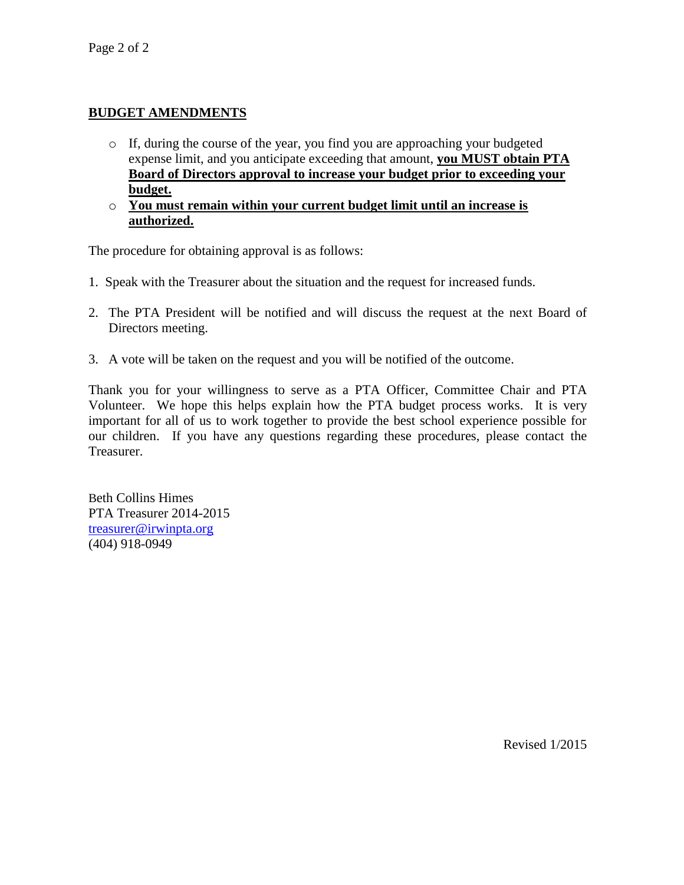## BUDGET AMENDMENTS

- If, during the course of the year, you find you are approaching your budgeted expense limit, and you anticipate exceeding that amount, **you MUST obtain PTA Board of Directors approval to increase your budget prior to exceeding your budget.**
- **You must remain within your current budget limit until an increase is authorized.**

The procedure for obtaining approval is as follows:

1. Speak with the Treasurer about the situation and the request for increased funds.
2. The PTA President will be notified and will discuss the request at the next Board of Directors meeting.
3. A vote will be taken on the request and you will be notified of the outcome.

Thank you for your willingness to serve as a PTA Officer, Committee Chair and PTA Volunteer. We hope this helps explain how the PTA budget process works. It is very important for all of us to work together to provide the best school experience possible for our children. If you have any questions regarding these procedures, please contact the Treasurer.

Beth Collins Himes
PTA Treasurer 2014-2015
treasurer@irwinpta.org
(404) 918-0949

Revised 1/2015